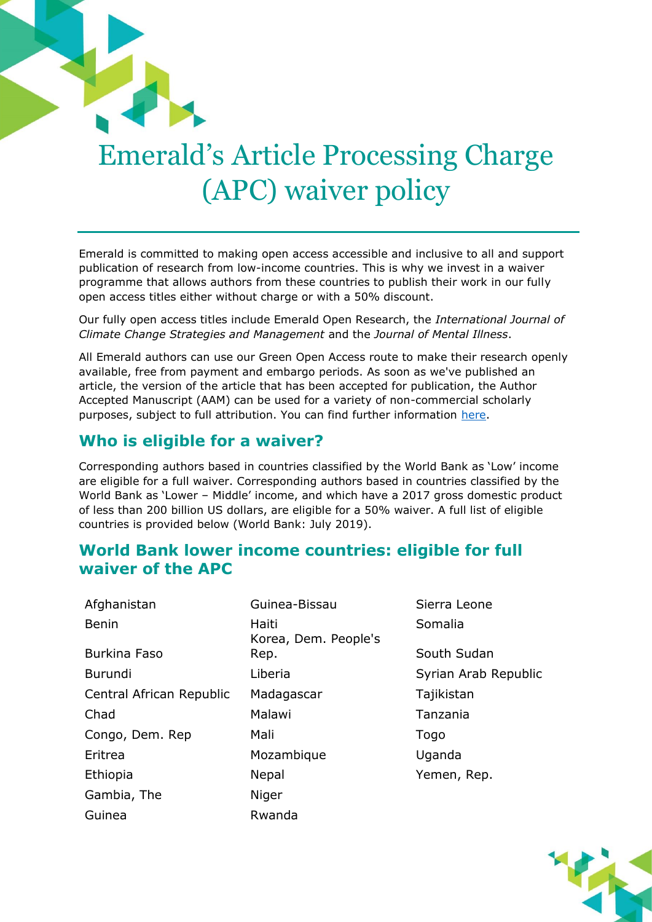# Emerald's Article Processing Charge (APC) waiver policy

Emerald is committed to making open access accessible and inclusive to all and support publication of research from low-income countries. This is why we invest in a waiver programme that allows authors from these countries to publish their work in our fully open access titles either without charge or with a 50% discount.

Our fully open access titles include Emerald Open Research, the *International Journal of Climate Change Strategies and Management* and the *Journal of Mental Illness*.

All Emerald authors can use our Green Open Access route to make their research openly available, free from payment and embargo periods. As soon as we've published an article, the version of the article that has been accepted for publication, the Author Accepted Manuscript (AAM) can be used for a variety of non-commercial scholarly purposes, subject to full attribution. You can find further information here.

## Who is eligible for a waiver?

Corresponding authors based in countries classified by the World Bank as 'Low' income are eligible for a full waiver. Corresponding authors based in countries classified by the World Bank as 'Lower – Middle' income, and which have a 2017 gross domestic product of less than 200 billion US dollars, are eligible for a 50% waiver. A full list of eligible countries is provided below (World Bank: July 2019).

## World Bank lower income countries: eligible for full waiver of the APC

- Afghanistan
- Benin
- Burkina Faso
- Burundi
- Central African Republic
- Chad
- Congo, Dem. Rep
- Eritrea
- Ethiopia
- Gambia, The
- Guinea
- Guinea-Bissau
- Haiti
- Korea, Dem. People's Rep.
- Liberia
- Madagascar
- Malawi
- Mali
- Mozambique
- Nepal
- Niger
- Rwanda
- Sierra Leone
- Somalia
- South Sudan
- Syrian Arab Republic
- Tajikistan
- Tanzania
- Togo
- Uganda
- Yemen, Rep.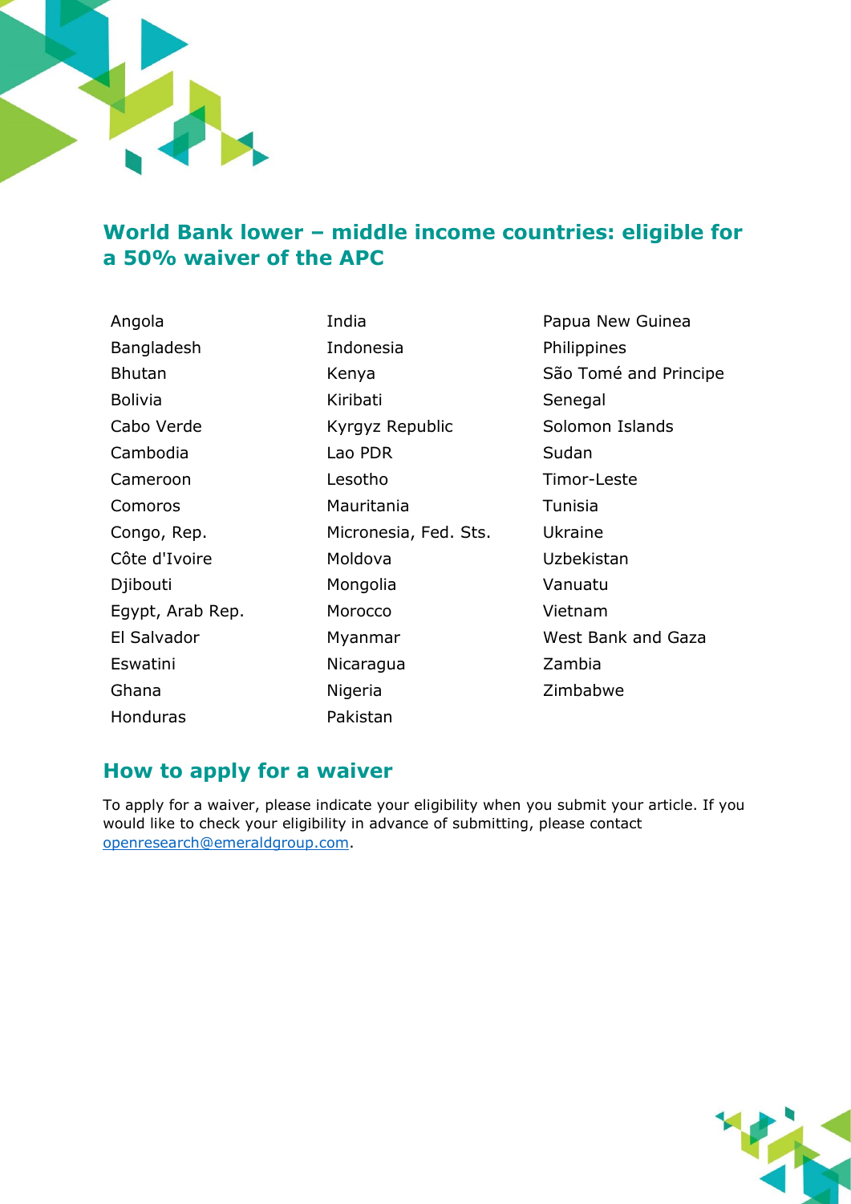## World Bank lower – middle income countries: eligible for a 50% waiver of the APC

Angola
Bangladesh
Bhutan
Bolivia
Cabo Verde
Cambodia
Cameroon
Comoros
Congo, Rep.
Côte d'Ivoire
Djibouti
Egypt, Arab Rep.
El Salvador
Eswatini
Ghana
Honduras
India
Indonesia
Kenya
Kiribati
Kyrgyz Republic
Lao PDR
Lesotho
Mauritania
Micronesia, Fed. Sts.
Moldova
Mongolia
Morocco
Myanmar
Nicaragua
Nigeria
Pakistan
Papua New Guinea
Philippines
São Tomé and Principe
Senegal
Solomon Islands
Sudan
Timor-Leste
Tunisia
Ukraine
Uzbekistan
Vanuatu
Vietnam
West Bank and Gaza
Zambia
Zimbabwe

## How to apply for a waiver

To apply for a waiver, please indicate your eligibility when you submit your article. If you would like to check your eligibility in advance of submitting, please contact openresearch@emeraldgroup.com.